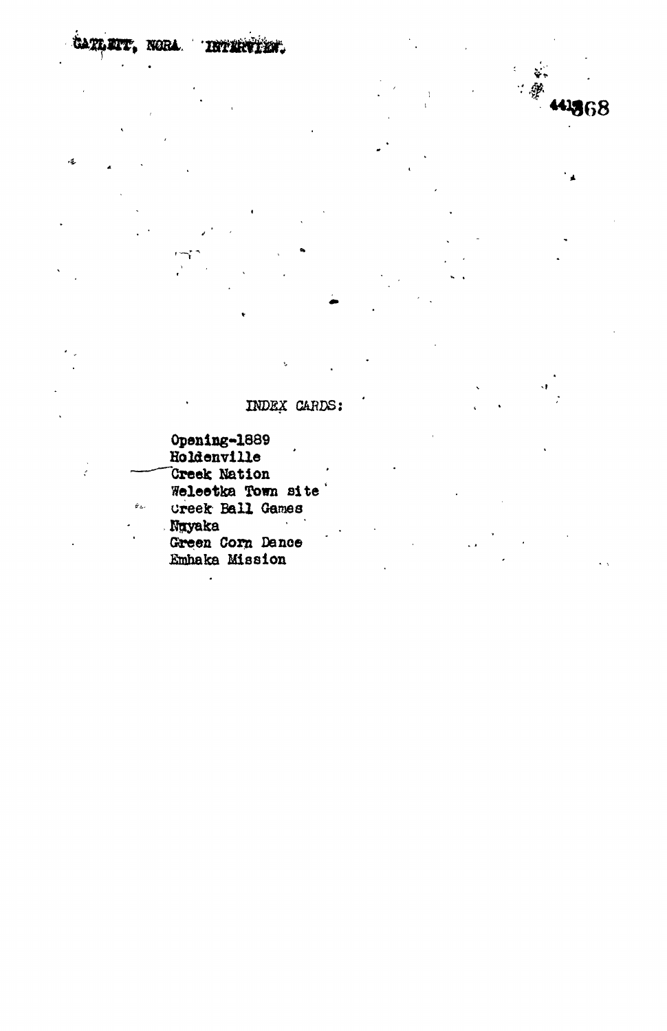GATLETT, NORA. INTERVIEW.

4413668

INDEX CARDS:

Opening-1889
Holdenville
Creek Nation
Weleetka Town site
Creek Ball Games
Nuyaka
Green Corn Dance
Emhaka Mission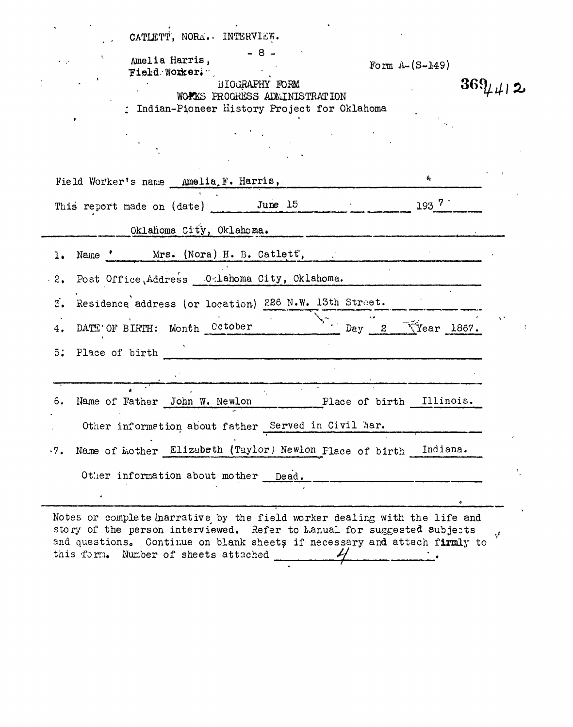CATLETT, NORA. INTERVIEW.

- 8 -

Amelia Harris,
Field Worker.

Form A-(S-149)

BIOGRAPHY FORM
WORKS PROGRESS ADMINISTRATION
Indian-Pioneer History Project for Oklahoma

369412

Field Worker's name Amelia F. Harris,

This report made on (date) June 15 1937

Oklahoma City, Oklahoma.

1. Name Mrs. (Nora) H. B. Catlett,
2. Post Office Address Oklahoma City, Oklahoma.
3. Residence address (or location) 226 N.W. 13th Street.
4. DATE OF BIRTH: Month October Day 2 Year 1867.
5. Place of birth
6. Name of Father John W. Newlon Place of birth Illinois.

   Other information about father Served in Civil War.
7. Name of Mother Elizabeth (Taylor) Newlon Place of birth Indiana.

   Other information about mother Dead.

Notes or complete narrative by the field worker dealing with the life and story of the person interviewed. Refer to Manual for suggested subjects and questions. Continue on blank sheets if necessary and attach firmly to this form. Number of sheets attached 4.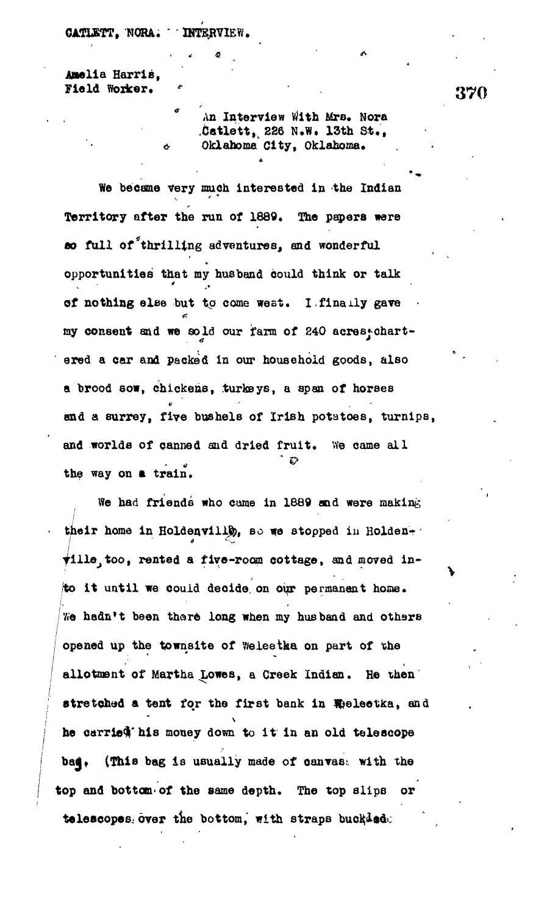CATLETT, NORA. INTERVIEW.

Amelia Harris,
Field Worker.

An Interview With Mrs. Nora Catlett, 226 N.W. 13th St., Oklahoma City, Oklahoma.

We became very much interested in the Indian Territory after the run of 1889. The papers were so full of thrilling adventures, and wonderful opportunities that my husband could think or talk of nothing else but to come west. I finally gave my consent and we sold our farm of 240 acres, chartered a car and packed in our household goods, also a brood sow, chickens, turkeys, a span of horses and a surrey, five bushels of Irish potatoes, turnips, and worlds of canned and dried fruit. We came all the way on a train.

We had friends who came in 1889 and were making their home in Holdenville, so we stopped in Holdenville, too, rented a five-room cottage, and moved into it until we could decide on our permanent home. We hadn't been there long when my husband and others opened up the townsite of Weleetka on part of the allotment of Martha Lowes, a Creek Indian. He then stretched a tent for the first bank in Weleetka, and he carried his money down to it in an old telescope bag. (This bag is usually made of canvas with the top and bottom of the same depth. The top slips or telescopes over the bottom, with straps buckled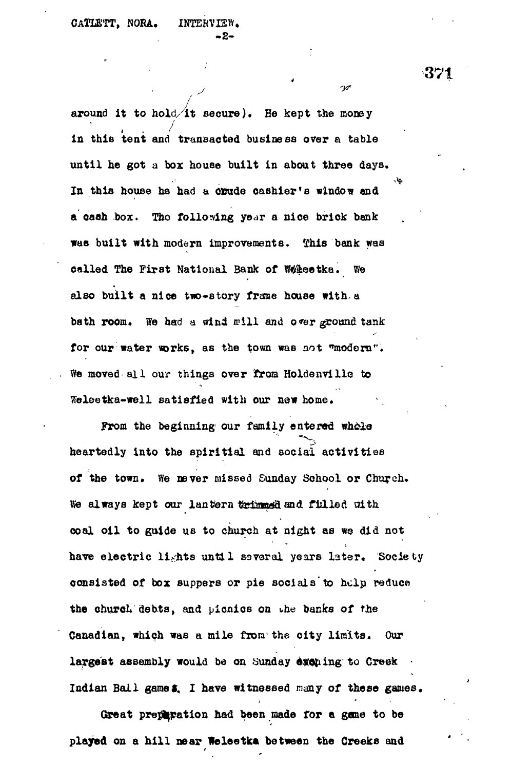around it to hold it secure). He kept the money in this tent and transacted business over a table until he got a box house built in about three days. In this house he had a crude cashier's window and a cash box. Tho following year a nice brick bank was built with modern improvements. This bank was called The First National Bank of Weleetka. We also built a nice two-story frame house with a bath room. We had a wind mill and over ground tank for our water works, as the town was not "modern". We moved all our things over from Holdenville to Weleetka-well satisfied with our new home.

From the beginning our family entered whole heartedly into the spiritial and social activities of the town. We never missed Sunday School or Church. We always kept our lantern trimmed and filled with coal oil to guide us to church at night as we did not have electric lights until several years later. Society consisted of box suppers or pie socials to help reduce the church debts, and picnics on the banks of the Canadian, which was a mile from the city limits. Our largest assembly would be on Sunday evening to Creek Indian Ball games. I have witnessed many of these games.

Great preparation had been made for a game to be played on a hill near Weleetka between the Creeks and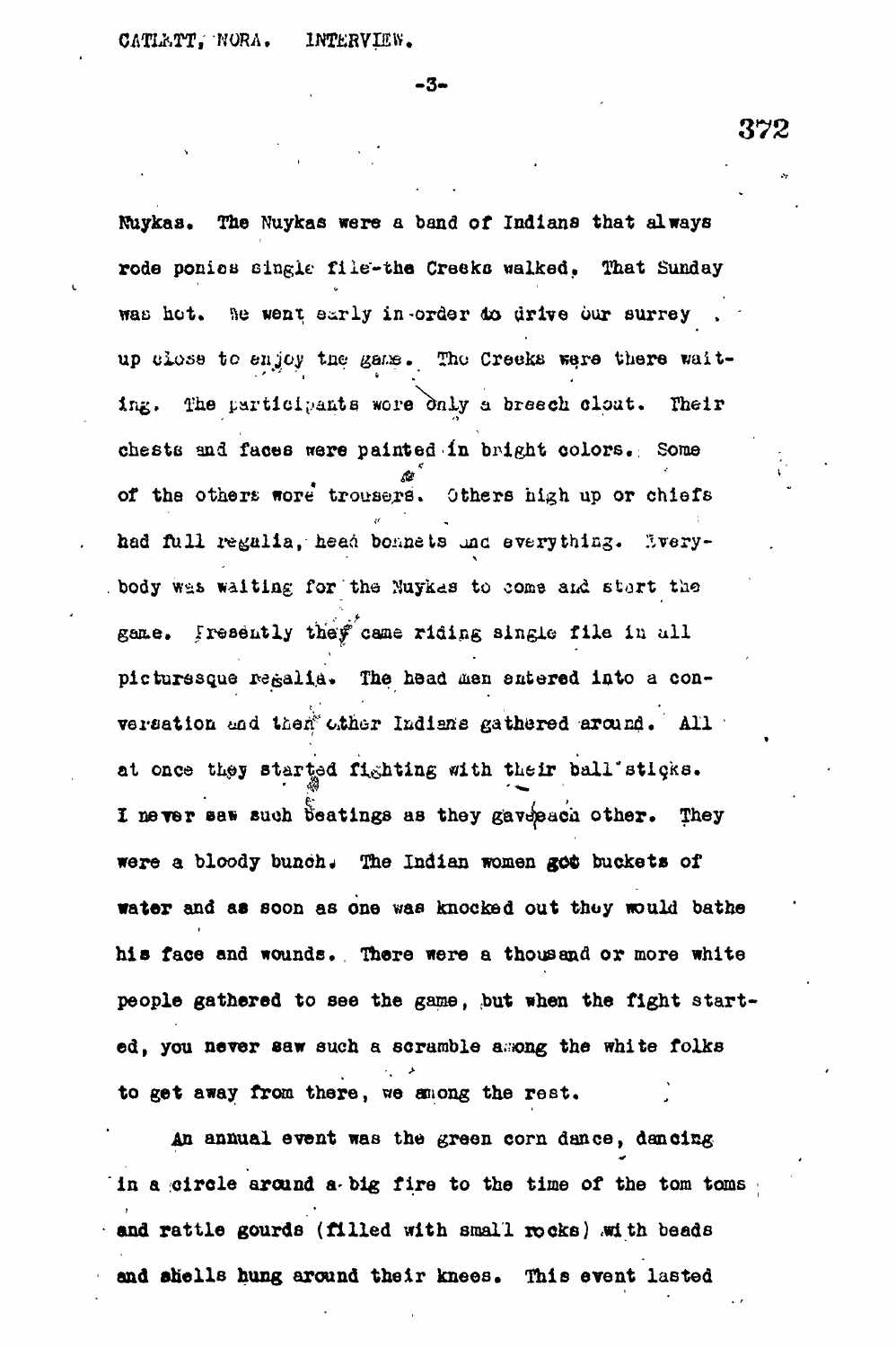Nuykas. The Nuykas were a band of Indians that always rode ponies single file-the Creeks walked. That Sunday was hot. We went early in order to drive our surrey up close to enjoy the game. The Creeks were there waiting. The participants wore only a breech clout. Their chests and faces were painted in bright colors. Some of the others wore trousers. Others high up or chiefs had full regalia, head bonnets and everything. Everybody was waiting for the Nuykas to come and start the game. Presently they came riding single file in all picturesque regalia. The head men entered into a conversation and then other Indians gathered around. All at once they started fighting with their ball sticks. I never saw such beatings as they gave each other. They were a bloody bunch. The Indian women got buckets of water and as soon as one was knocked out they would bathe his face and wounds. There were a thousand or more white people gathered to see the game, but when the fight started, you never saw such a scramble among the white folks to get away from there, we among the rest.

An annual event was the green corn dance, dancing in a circle around a big fire to the time of the tom toms and rattle gourds (filled with small rocks) with beads and shells hung around their knees. This event lasted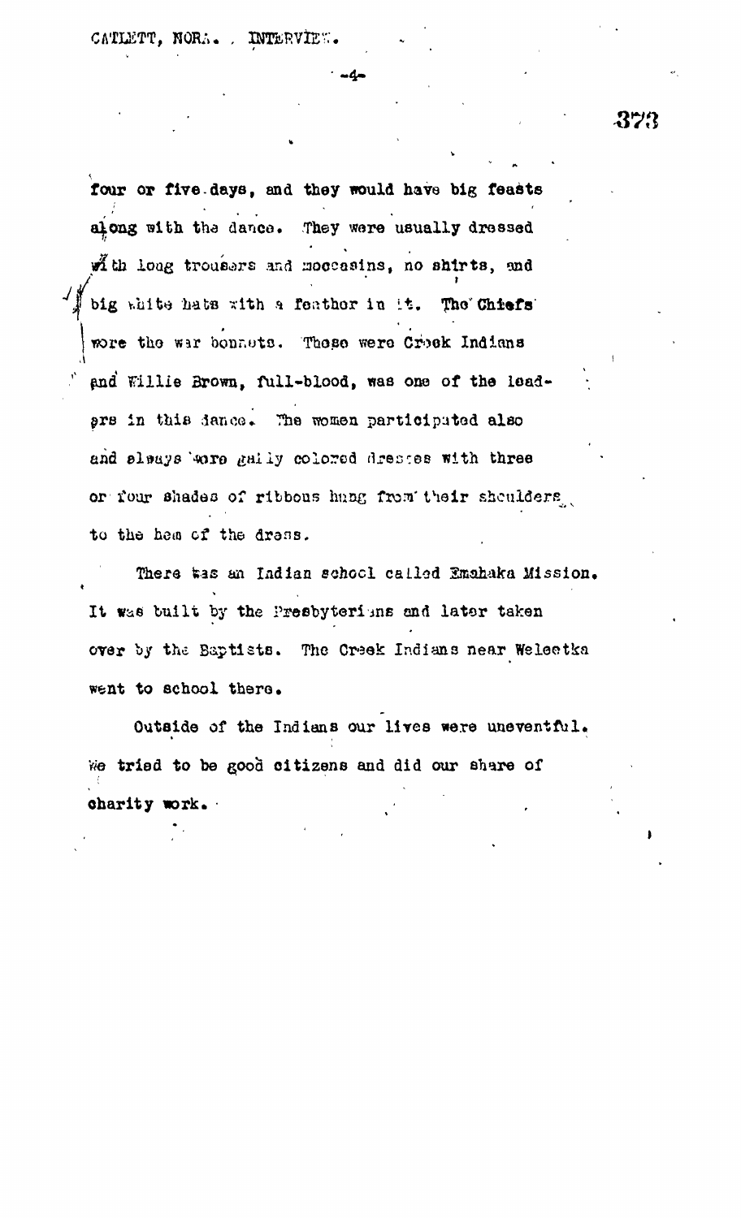four or five days, and they would have big feasts along with the dance. They were usually dressed with long trousers and moccasins, no shirts, and big white hats with a feather in it. The Chiefs wore the war bonnets. These were Creek Indians and Willie Brown, full-blood, was one of the leaders in this dance. The women participated also and always wore gaily colored dresses with three or four shades of ribbons hung from their shoulders to the hem of the dress.

There was an Indian school called Emahaka Mission. It was built by the Presbyterians and later taken over by the Baptists. The Creek Indians near Weleetka went to school there.

Outside of the Indians our lives were uneventful. We tried to be good citizens and did our share of charity work.